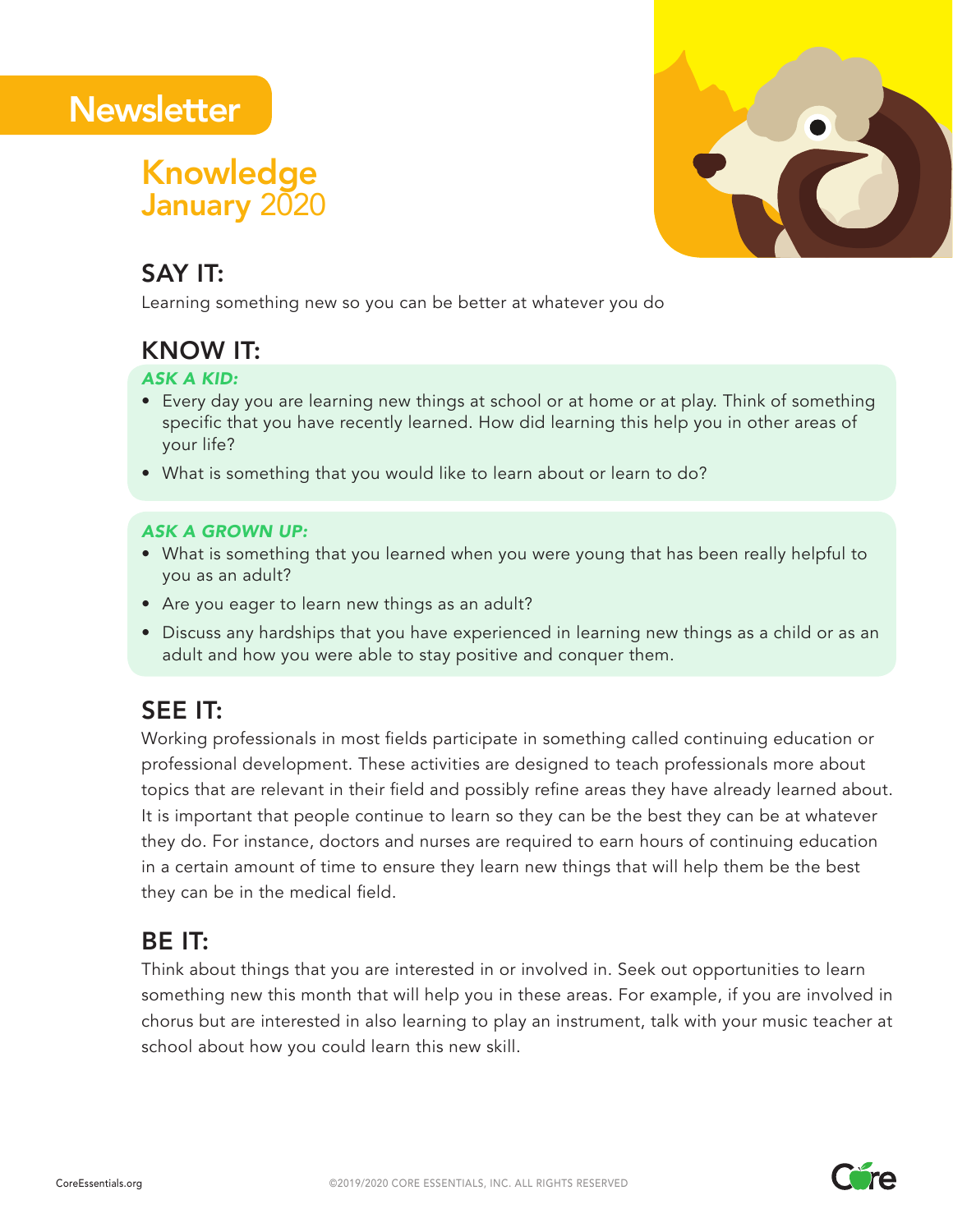# Newsletter

## Knowledge
## January 2020

### SAY IT:

Learning something new so you can be better at whatever you do

### KNOW IT:

***ASK A KID:***

- Every day you are learning new things at school or at home or at play. Think of something specific that you have recently learned. How did learning this help you in other areas of your life?
- What is something that you would like to learn about or learn to do?

***ASK A GROWN UP:***

- What is something that you learned when you were young that has been really helpful to you as an adult?
- Are you eager to learn new things as an adult?
- Discuss any hardships that you have experienced in learning new things as a child or as an adult and how you were able to stay positive and conquer them.

### SEE IT:

Working professionals in most fields participate in something called continuing education or professional development. These activities are designed to teach professionals more about topics that are relevant in their field and possibly refine areas they have already learned about. It is important that people continue to learn so they can be the best they can be at whatever they do. For instance, doctors and nurses are required to earn hours of continuing education in a certain amount of time to ensure they learn new things that will help them be the best they can be in the medical field.

### BE IT:

Think about things that you are interested in or involved in. Seek out opportunities to learn something new this month that will help you in these areas. For example, if you are involved in chorus but are interested in also learning to play an instrument, talk with your music teacher at school about how you could learn this new skill.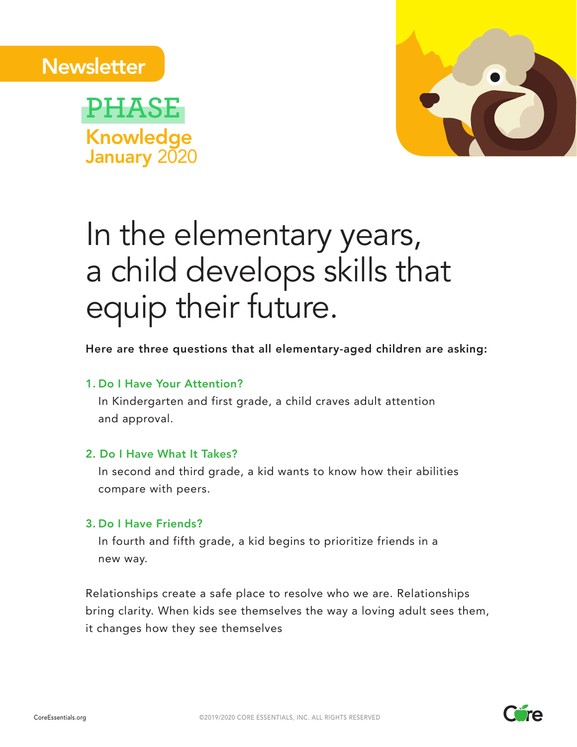Newsletter

PHASE

Knowledge
January 2020

# In the elementary years, a child develops skills that equip their future.

**Here are three questions that all elementary-aged children are asking:**

### 1. Do I Have Your Attention?

In Kindergarten and first grade, a child craves adult attention and approval.

### 2. Do I Have What It Takes?

In second and third grade, a kid wants to know how their abilities compare with peers.

### 3. Do I Have Friends?

In fourth and fifth grade, a kid begins to prioritize friends in a new way.

Relationships create a safe place to resolve who we are. Relationships bring clarity. When kids see themselves the way a loving adult sees them, it changes how they see themselves

CoreEssentials.org

©2019/2020 CORE ESSENTIALS, INC. ALL RIGHTS RESERVED